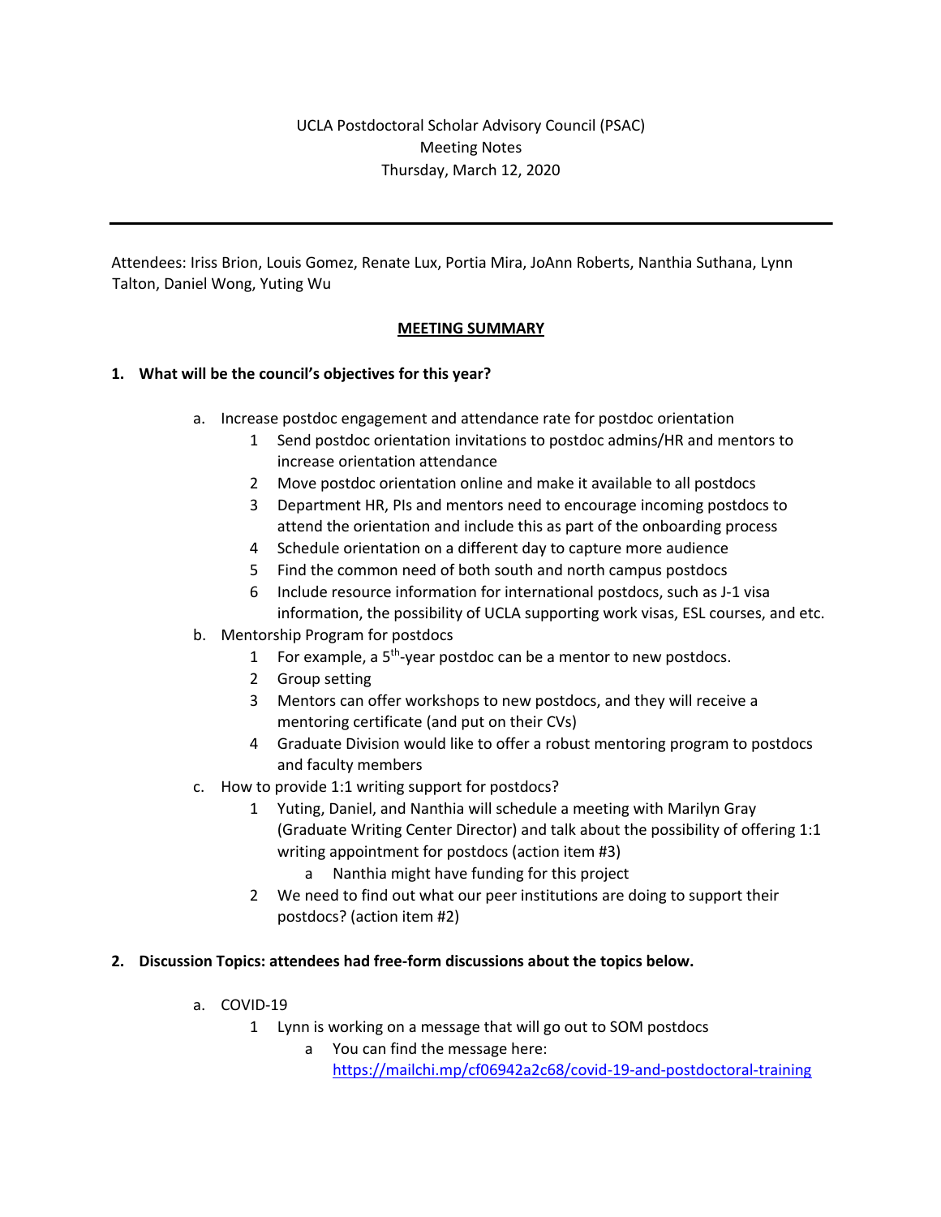UCLA Postdoctoral Scholar Advisory Council (PSAC)
Meeting Notes
Thursday, March 12, 2020

---

Attendees: Iriss Brion, Louis Gomez, Renate Lux, Portia Mira, JoAnn Roberts, Nanthia Suthana, Lynn Talton, Daniel Wong, Yuting Wu

## MEETING SUMMARY

**1. What will be the council's objectives for this year?**

- a. Increase postdoc engagement and attendance rate for postdoc orientation
  1. Send postdoc orientation invitations to postdoc admins/HR and mentors to increase orientation attendance
  2. Move postdoc orientation online and make it available to all postdocs
  3. Department HR, PIs and mentors need to encourage incoming postdocs to attend the orientation and include this as part of the onboarding process
  4. Schedule orientation on a different day to capture more audience
  5. Find the common need of both south and north campus postdocs
  6. Include resource information for international postdocs, such as J-1 visa information, the possibility of UCLA supporting work visas, ESL courses, and etc.
- b. Mentorship Program for postdocs
  1. For example, a 5th-year postdoc can be a mentor to new postdocs.
  2. Group setting
  3. Mentors can offer workshops to new postdocs, and they will receive a mentoring certificate (and put on their CVs)
  4. Graduate Division would like to offer a robust mentoring program to postdocs and faculty members
- c. How to provide 1:1 writing support for postdocs?
  1. Yuting, Daniel, and Nanthia will schedule a meeting with Marilyn Gray (Graduate Writing Center Director) and talk about the possibility of offering 1:1 writing appointment for postdocs (action item #3)
     - a. Nanthia might have funding for this project
  2. We need to find out what our peer institutions are doing to support their postdocs? (action item #2)

**2. Discussion Topics: attendees had free-form discussions about the topics below.**

- a. COVID-19
  1. Lynn is working on a message that will go out to SOM postdocs
     - a. You can find the message here: [https://mailchi.mp/cf06942a2c68/covid-19-and-postdoctoral-training](https://mailchi.mp/cf06942a2c68/covid-19-and-postdoctoral-training)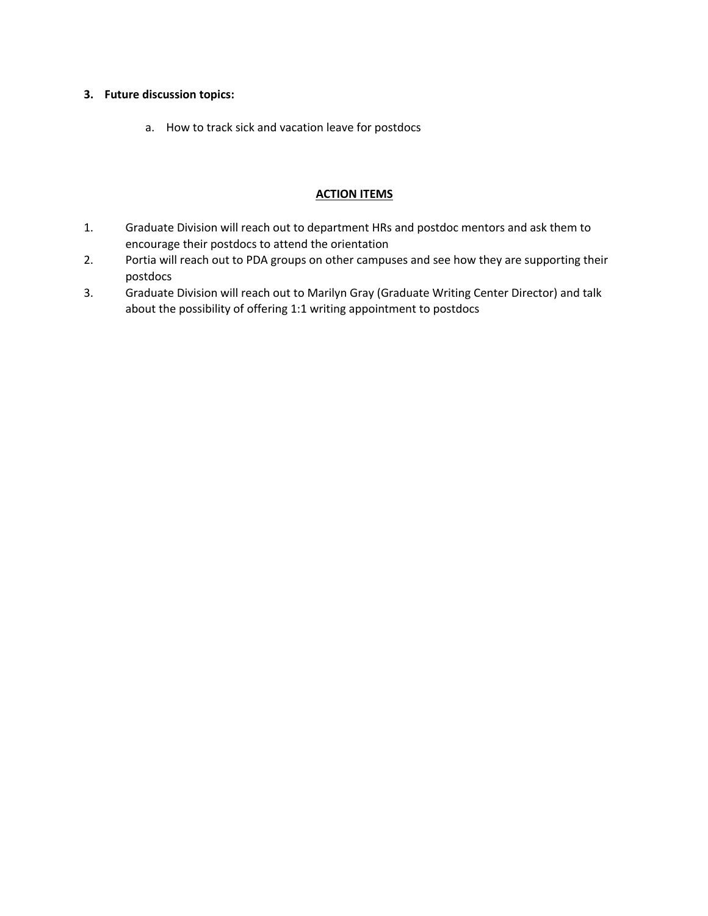3. **Future discussion topics:**

    a. How to track sick and vacation leave for postdocs

**ACTION ITEMS**

1. Graduate Division will reach out to department HRs and postdoc mentors and ask them to encourage their postdocs to attend the orientation
2. Portia will reach out to PDA groups on other campuses and see how they are supporting their postdocs
3. Graduate Division will reach out to Marilyn Gray (Graduate Writing Center Director) and talk about the possibility of offering 1:1 writing appointment to postdocs